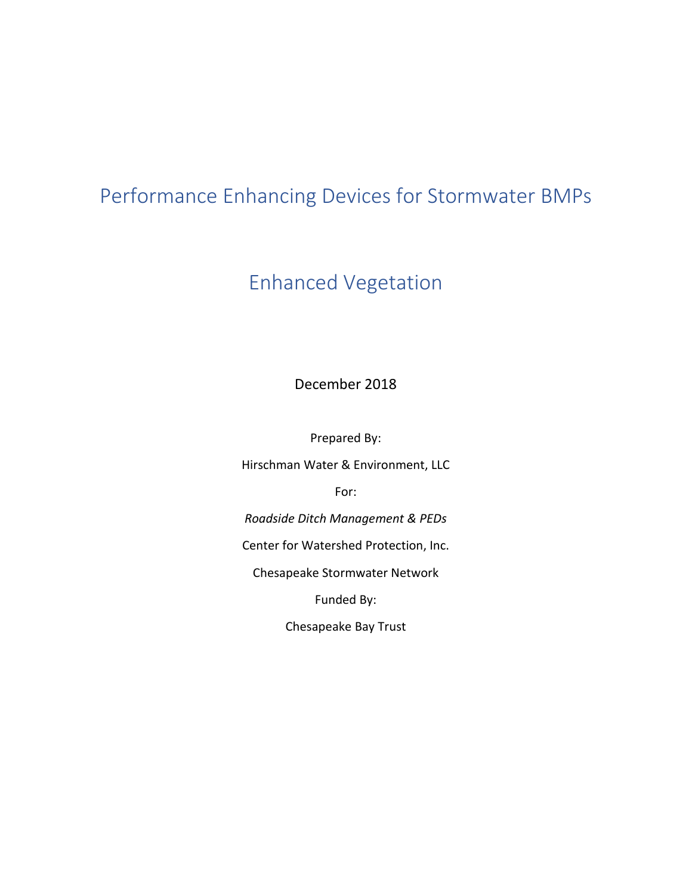# Performance Enhancing Devices for Stormwater BMPs

## Enhanced Vegetation

December 2018

Prepared By:

Hirschman Water & Environment, LLC

For:

*Roadside Ditch Management & PEDs*

Center for Watershed Protection, Inc.

Chesapeake Stormwater Network

Funded By:

Chesapeake Bay Trust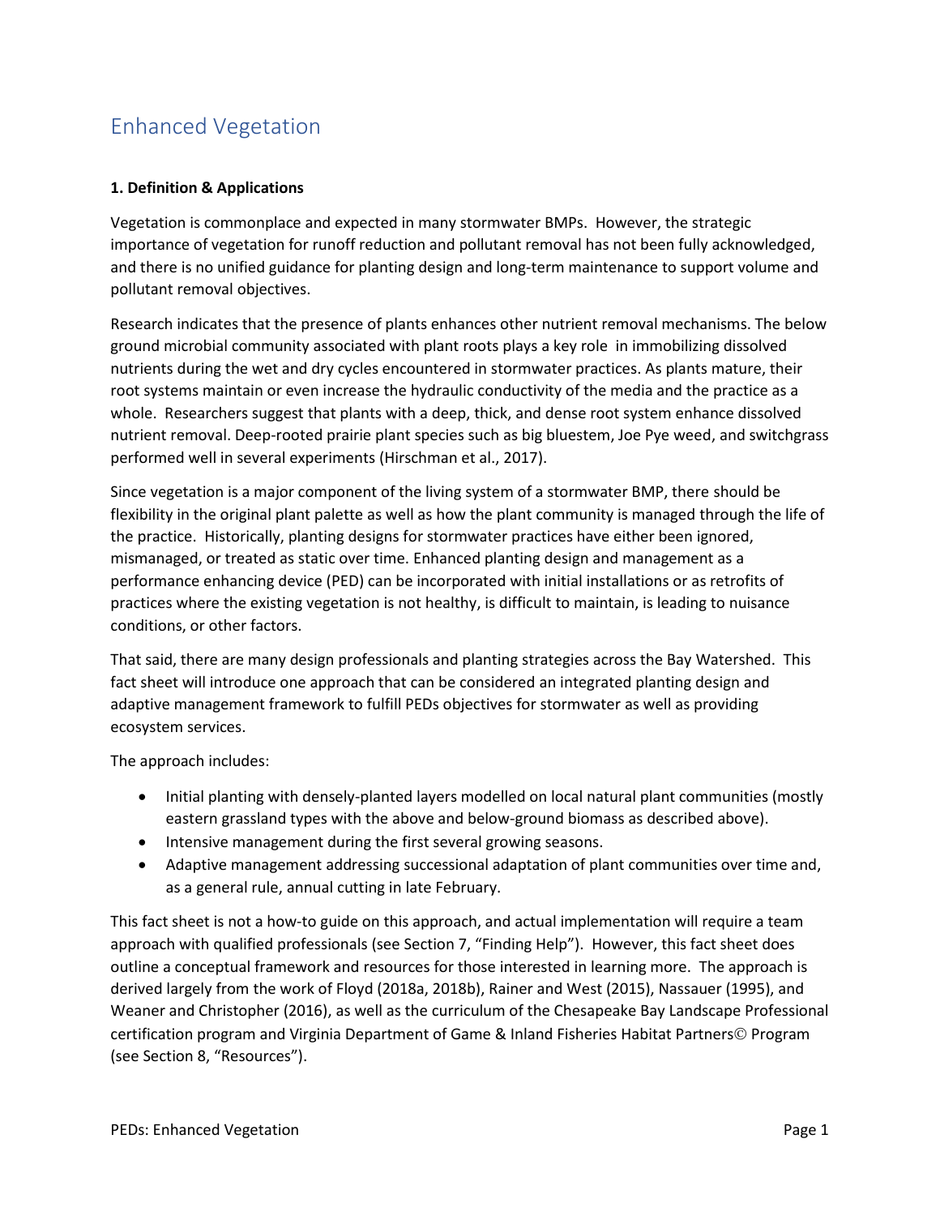# Enhanced Vegetation

**1. Definition & Applications**

Vegetation is commonplace and expected in many stormwater BMPs. However, the strategic importance of vegetation for runoff reduction and pollutant removal has not been fully acknowledged, and there is no unified guidance for planting design and long-term maintenance to support volume and pollutant removal objectives.

Research indicates that the presence of plants enhances other nutrient removal mechanisms. The below ground microbial community associated with plant roots plays a key role in immobilizing dissolved nutrients during the wet and dry cycles encountered in stormwater practices. As plants mature, their root systems maintain or even increase the hydraulic conductivity of the media and the practice as a whole. Researchers suggest that plants with a deep, thick, and dense root system enhance dissolved nutrient removal. Deep-rooted prairie plant species such as big bluestem, Joe Pye weed, and switchgrass performed well in several experiments (Hirschman et al., 2017).

Since vegetation is a major component of the living system of a stormwater BMP, there should be flexibility in the original plant palette as well as how the plant community is managed through the life of the practice. Historically, planting designs for stormwater practices have either been ignored, mismanaged, or treated as static over time. Enhanced planting design and management as a performance enhancing device (PED) can be incorporated with initial installations or as retrofits of practices where the existing vegetation is not healthy, is difficult to maintain, is leading to nuisance conditions, or other factors.

That said, there are many design professionals and planting strategies across the Bay Watershed. This fact sheet will introduce one approach that can be considered an integrated planting design and adaptive management framework to fulfill PEDs objectives for stormwater as well as providing ecosystem services.

The approach includes:

- Initial planting with densely-planted layers modelled on local natural plant communities (mostly eastern grassland types with the above and below-ground biomass as described above).
- Intensive management during the first several growing seasons.
- Adaptive management addressing successional adaptation of plant communities over time and, as a general rule, annual cutting in late February.

This fact sheet is not a how-to guide on this approach, and actual implementation will require a team approach with qualified professionals (see Section 7, "Finding Help"). However, this fact sheet does outline a conceptual framework and resources for those interested in learning more. The approach is derived largely from the work of Floyd (2018a, 2018b), Rainer and West (2015), Nassauer (1995), and Weaner and Christopher (2016), as well as the curriculum of the Chesapeake Bay Landscape Professional certification program and Virginia Department of Game & Inland Fisheries Habitat Partners© Program (see Section 8, "Resources").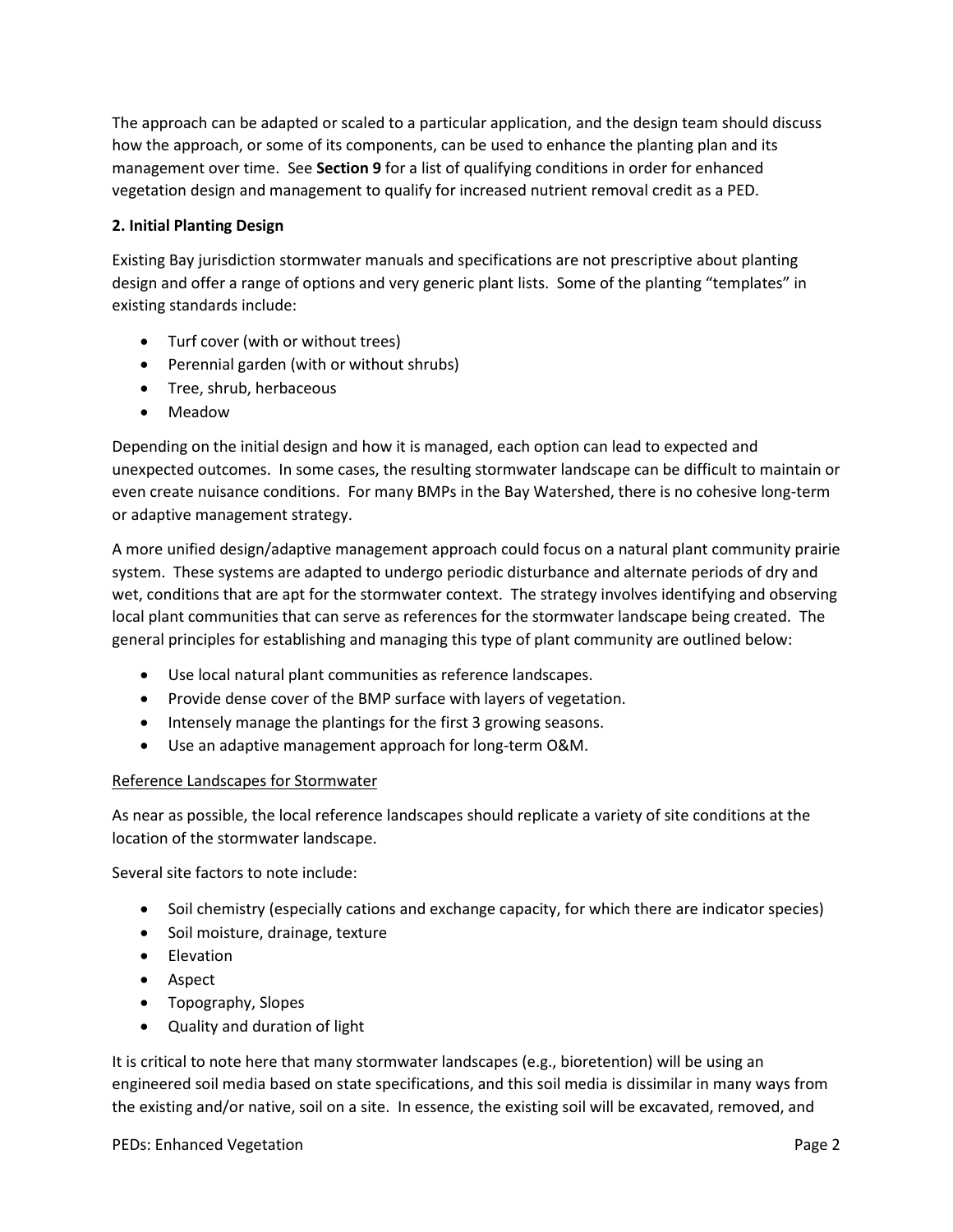The approach can be adapted or scaled to a particular application, and the design team should discuss how the approach, or some of its components, can be used to enhance the planting plan and its management over time. See **Section 9** for a list of qualifying conditions in order for enhanced vegetation design and management to qualify for increased nutrient removal credit as a PED.

## 2. Initial Planting Design

Existing Bay jurisdiction stormwater manuals and specifications are not prescriptive about planting design and offer a range of options and very generic plant lists. Some of the planting "templates" in existing standards include:

- Turf cover (with or without trees)
- Perennial garden (with or without shrubs)
- Tree, shrub, herbaceous
- Meadow

Depending on the initial design and how it is managed, each option can lead to expected and unexpected outcomes. In some cases, the resulting stormwater landscape can be difficult to maintain or even create nuisance conditions. For many BMPs in the Bay Watershed, there is no cohesive long-term or adaptive management strategy.

A more unified design/adaptive management approach could focus on a natural plant community prairie system. These systems are adapted to undergo periodic disturbance and alternate periods of dry and wet, conditions that are apt for the stormwater context. The strategy involves identifying and observing local plant communities that can serve as references for the stormwater landscape being created. The general principles for establishing and managing this type of plant community are outlined below:

- Use local natural plant communities as reference landscapes.
- Provide dense cover of the BMP surface with layers of vegetation.
- Intensely manage the plantings for the first 3 growing seasons.
- Use an adaptive management approach for long-term O&M.

### Reference Landscapes for Stormwater

As near as possible, the local reference landscapes should replicate a variety of site conditions at the location of the stormwater landscape.

Several site factors to note include:

- Soil chemistry (especially cations and exchange capacity, for which there are indicator species)
- Soil moisture, drainage, texture
- Elevation
- Aspect
- Topography, Slopes
- Quality and duration of light

It is critical to note here that many stormwater landscapes (e.g., bioretention) will be using an engineered soil media based on state specifications, and this soil media is dissimilar in many ways from the existing and/or native, soil on a site. In essence, the existing soil will be excavated, removed, and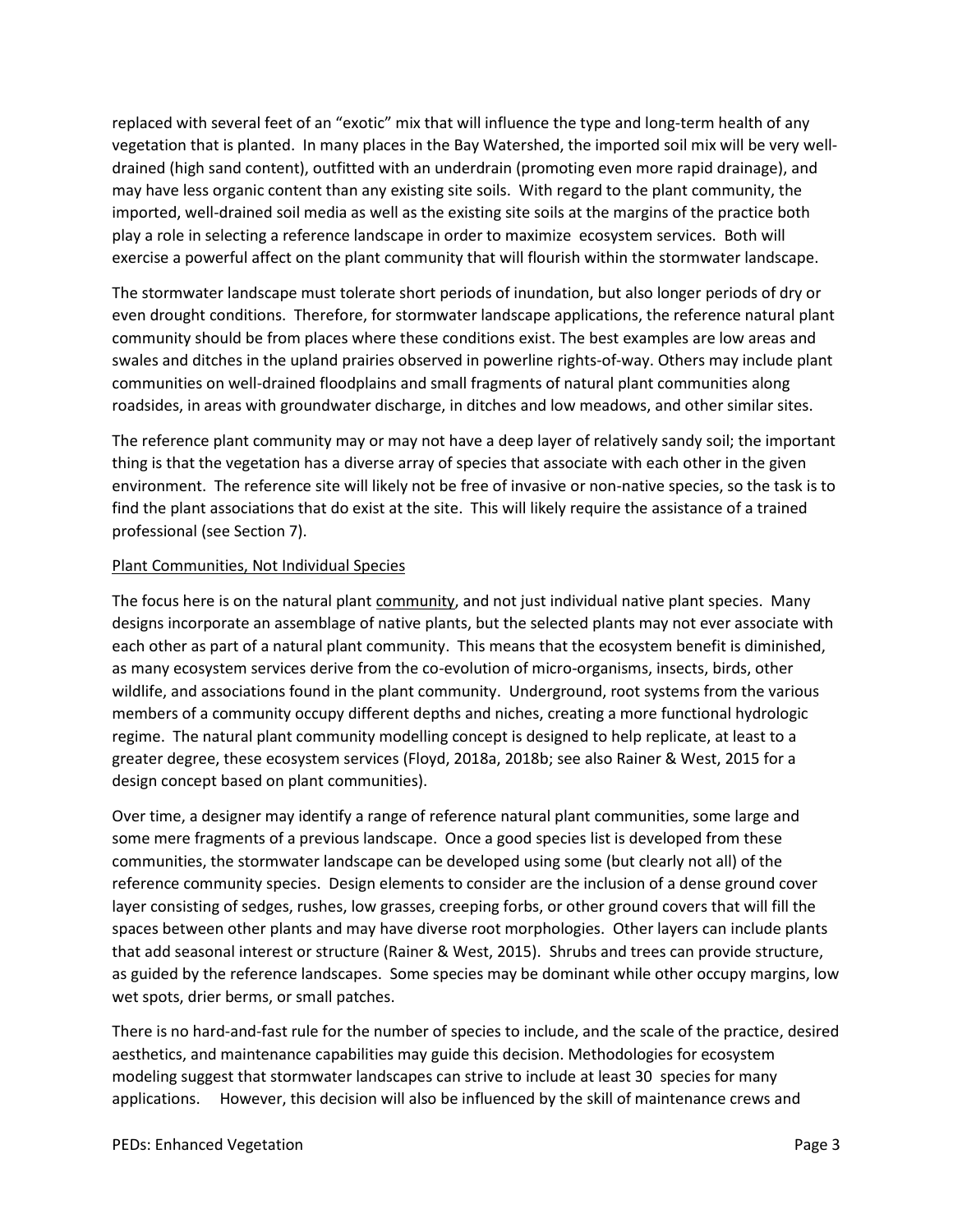replaced with several feet of an "exotic" mix that will influence the type and long-term health of any vegetation that is planted. In many places in the Bay Watershed, the imported soil mix will be very well-drained (high sand content), outfitted with an underdrain (promoting even more rapid drainage), and may have less organic content than any existing site soils. With regard to the plant community, the imported, well-drained soil media as well as the existing site soils at the margins of the practice both play a role in selecting a reference landscape in order to maximize ecosystem services. Both will exercise a powerful affect on the plant community that will flourish within the stormwater landscape.

The stormwater landscape must tolerate short periods of inundation, but also longer periods of dry or even drought conditions. Therefore, for stormwater landscape applications, the reference natural plant community should be from places where these conditions exist. The best examples are low areas and swales and ditches in the upland prairies observed in powerline rights-of-way. Others may include plant communities on well-drained floodplains and small fragments of natural plant communities along roadsides, in areas with groundwater discharge, in ditches and low meadows, and other similar sites.

The reference plant community may or may not have a deep layer of relatively sandy soil; the important thing is that the vegetation has a diverse array of species that associate with each other in the given environment. The reference site will likely not be free of invasive or non-native species, so the task is to find the plant associations that do exist at the site. This will likely require the assistance of a trained professional (see Section 7).

<u>Plant Communities, Not Individual Species</u>

The focus here is on the natural plant <u>community</u>, and not just individual native plant species. Many designs incorporate an assemblage of native plants, but the selected plants may not ever associate with each other as part of a natural plant community. This means that the ecosystem benefit is diminished, as many ecosystem services derive from the co-evolution of micro-organisms, insects, birds, other wildlife, and associations found in the plant community. Underground, root systems from the various members of a community occupy different depths and niches, creating a more functional hydrologic regime. The natural plant community modelling concept is designed to help replicate, at least to a greater degree, these ecosystem services (Floyd, 2018a, 2018b; see also Rainer & West, 2015 for a design concept based on plant communities).

Over time, a designer may identify a range of reference natural plant communities, some large and some mere fragments of a previous landscape. Once a good species list is developed from these communities, the stormwater landscape can be developed using some (but clearly not all) of the reference community species. Design elements to consider are the inclusion of a dense ground cover layer consisting of sedges, rushes, low grasses, creeping forbs, or other ground covers that will fill the spaces between other plants and may have diverse root morphologies. Other layers can include plants that add seasonal interest or structure (Rainer & West, 2015). Shrubs and trees can provide structure, as guided by the reference landscapes. Some species may be dominant while other occupy margins, low wet spots, drier berms, or small patches.

There is no hard-and-fast rule for the number of species to include, and the scale of the practice, desired aesthetics, and maintenance capabilities may guide this decision. Methodologies for ecosystem modeling suggest that stormwater landscapes can strive to include at least 30 species for many applications. However, this decision will also be influenced by the skill of maintenance crews and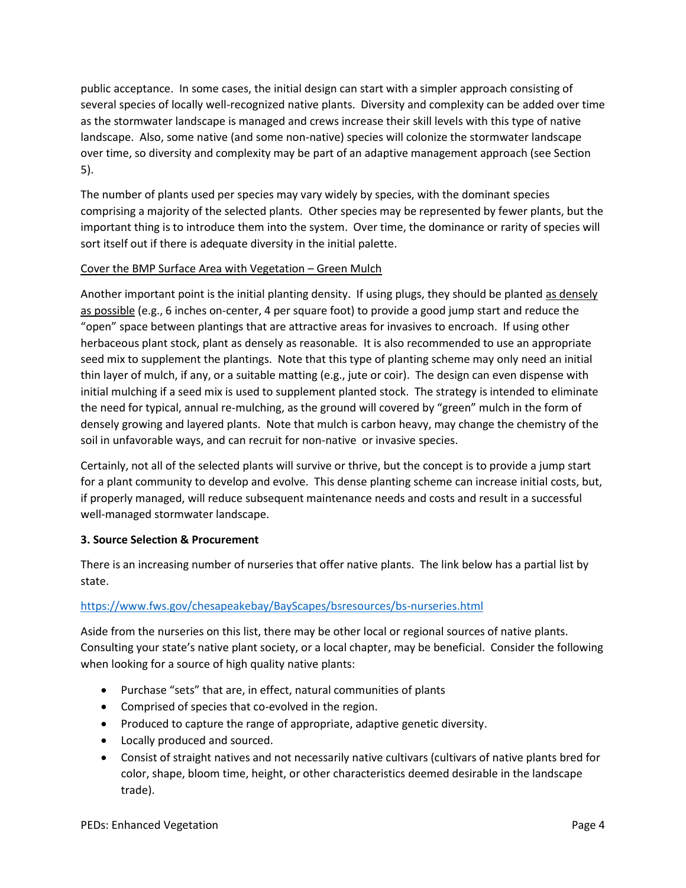public acceptance. In some cases, the initial design can start with a simpler approach consisting of several species of locally well-recognized native plants. Diversity and complexity can be added over time as the stormwater landscape is managed and crews increase their skill levels with this type of native landscape. Also, some native (and some non-native) species will colonize the stormwater landscape over time, so diversity and complexity may be part of an adaptive management approach (see Section 5).

The number of plants used per species may vary widely by species, with the dominant species comprising a majority of the selected plants. Other species may be represented by fewer plants, but the important thing is to introduce them into the system. Over time, the dominance or rarity of species will sort itself out if there is adequate diversity in the initial palette.

<u>Cover the BMP Surface Area with Vegetation – Green Mulch</u>

Another important point is the initial planting density. If using plugs, they should be planted <u>as densely as possible</u> (e.g., 6 inches on-center, 4 per square foot) to provide a good jump start and reduce the "open" space between plantings that are attractive areas for invasives to encroach. If using other herbaceous plant stock, plant as densely as reasonable. It is also recommended to use an appropriate seed mix to supplement the plantings. Note that this type of planting scheme may only need an initial thin layer of mulch, if any, or a suitable matting (e.g., jute or coir). The design can even dispense with initial mulching if a seed mix is used to supplement planted stock. The strategy is intended to eliminate the need for typical, annual re-mulching, as the ground will covered by "green" mulch in the form of densely growing and layered plants. Note that mulch is carbon heavy, may change the chemistry of the soil in unfavorable ways, and can recruit for non-native or invasive species.

Certainly, not all of the selected plants will survive or thrive, but the concept is to provide a jump start for a plant community to develop and evolve. This dense planting scheme can increase initial costs, but, if properly managed, will reduce subsequent maintenance needs and costs and result in a successful well-managed stormwater landscape.

**3. Source Selection & Procurement**

There is an increasing number of nurseries that offer native plants. The link below has a partial list by state.

https://www.fws.gov/chesapeakebay/BayScapes/bsresources/bs-nurseries.html

Aside from the nurseries on this list, there may be other local or regional sources of native plants. Consulting your state's native plant society, or a local chapter, may be beneficial. Consider the following when looking for a source of high quality native plants:

- Purchase "sets" that are, in effect, natural communities of plants
- Comprised of species that co-evolved in the region.
- Produced to capture the range of appropriate, adaptive genetic diversity.
- Locally produced and sourced.
- Consist of straight natives and not necessarily native cultivars (cultivars of native plants bred for color, shape, bloom time, height, or other characteristics deemed desirable in the landscape trade).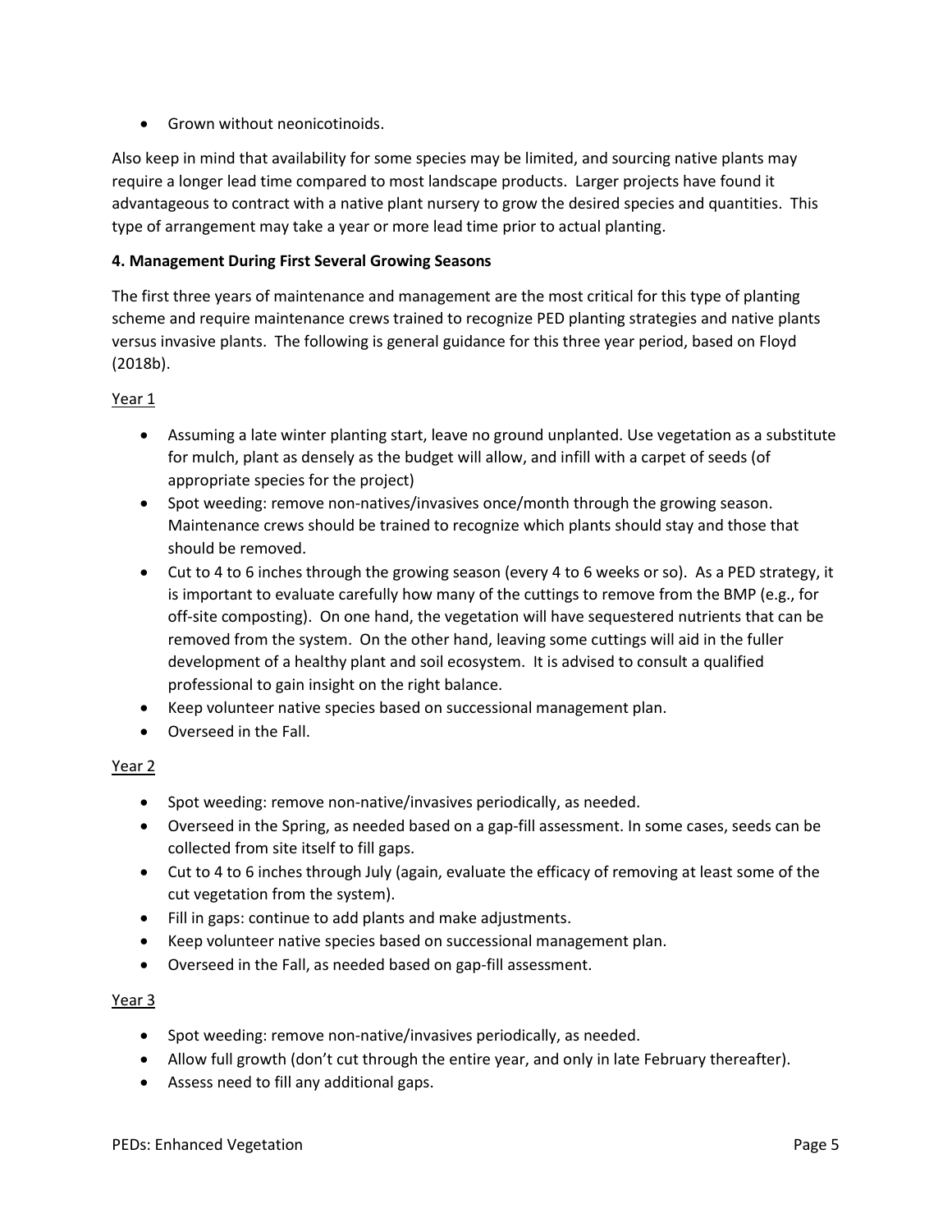- Grown without neonicotinoids.

Also keep in mind that availability for some species may be limited, and sourcing native plants may require a longer lead time compared to most landscape products. Larger projects have found it advantageous to contract with a native plant nursery to grow the desired species and quantities. This type of arrangement may take a year or more lead time prior to actual planting.

**4. Management During First Several Growing Seasons**

The first three years of maintenance and management are the most critical for this type of planting scheme and require maintenance crews trained to recognize PED planting strategies and native plants versus invasive plants. The following is general guidance for this three year period, based on Floyd (2018b).

Year 1

- Assuming a late winter planting start, leave no ground unplanted. Use vegetation as a substitute for mulch, plant as densely as the budget will allow, and infill with a carpet of seeds (of appropriate species for the project)
- Spot weeding: remove non-natives/invasives once/month through the growing season. Maintenance crews should be trained to recognize which plants should stay and those that should be removed.
- Cut to 4 to 6 inches through the growing season (every 4 to 6 weeks or so). As a PED strategy, it is important to evaluate carefully how many of the cuttings to remove from the BMP (e.g., for off-site composting). On one hand, the vegetation will have sequestered nutrients that can be removed from the system. On the other hand, leaving some cuttings will aid in the fuller development of a healthy plant and soil ecosystem. It is advised to consult a qualified professional to gain insight on the right balance.
- Keep volunteer native species based on successional management plan.
- Overseed in the Fall.

Year 2

- Spot weeding: remove non-native/invasives periodically, as needed.
- Overseed in the Spring, as needed based on a gap-fill assessment. In some cases, seeds can be collected from site itself to fill gaps.
- Cut to 4 to 6 inches through July (again, evaluate the efficacy of removing at least some of the cut vegetation from the system).
- Fill in gaps: continue to add plants and make adjustments.
- Keep volunteer native species based on successional management plan.
- Overseed in the Fall, as needed based on gap-fill assessment.

Year 3

- Spot weeding: remove non-native/invasives periodically, as needed.
- Allow full growth (don't cut through the entire year, and only in late February thereafter).
- Assess need to fill any additional gaps.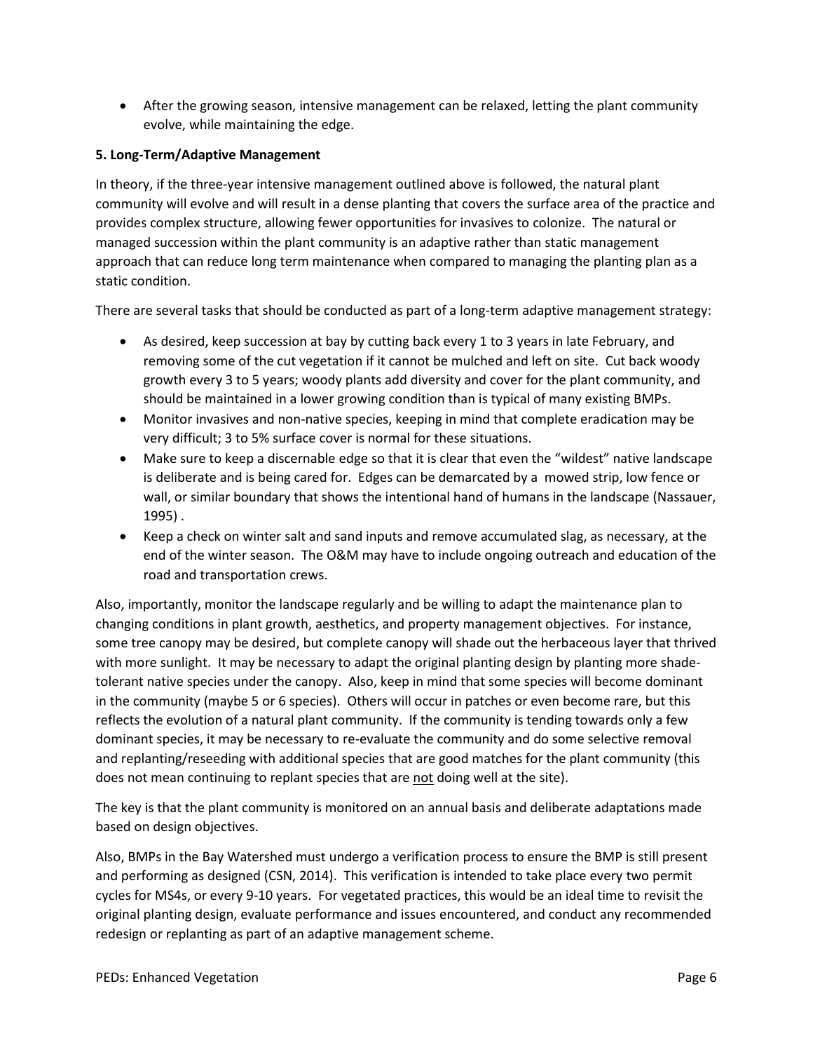- After the growing season, intensive management can be relaxed, letting the plant community evolve, while maintaining the edge.

**5. Long-Term/Adaptive Management**

In theory, if the three-year intensive management outlined above is followed, the natural plant community will evolve and will result in a dense planting that covers the surface area of the practice and provides complex structure, allowing fewer opportunities for invasives to colonize. The natural or managed succession within the plant community is an adaptive rather than static management approach that can reduce long term maintenance when compared to managing the planting plan as a static condition.

There are several tasks that should be conducted as part of a long-term adaptive management strategy:

- As desired, keep succession at bay by cutting back every 1 to 3 years in late February, and removing some of the cut vegetation if it cannot be mulched and left on site. Cut back woody growth every 3 to 5 years; woody plants add diversity and cover for the plant community, and should be maintained in a lower growing condition than is typical of many existing BMPs.
- Monitor invasives and non-native species, keeping in mind that complete eradication may be very difficult; 3 to 5% surface cover is normal for these situations.
- Make sure to keep a discernable edge so that it is clear that even the "wildest" native landscape is deliberate and is being cared for. Edges can be demarcated by a mowed strip, low fence or wall, or similar boundary that shows the intentional hand of humans in the landscape (Nassauer, 1995) .
- Keep a check on winter salt and sand inputs and remove accumulated slag, as necessary, at the end of the winter season. The O&M may have to include ongoing outreach and education of the road and transportation crews.

Also, importantly, monitor the landscape regularly and be willing to adapt the maintenance plan to changing conditions in plant growth, aesthetics, and property management objectives. For instance, some tree canopy may be desired, but complete canopy will shade out the herbaceous layer that thrived with more sunlight. It may be necessary to adapt the original planting design by planting more shade-tolerant native species under the canopy. Also, keep in mind that some species will become dominant in the community (maybe 5 or 6 species). Others will occur in patches or even become rare, but this reflects the evolution of a natural plant community. If the community is tending towards only a few dominant species, it may be necessary to re-evaluate the community and do some selective removal and replanting/reseeding with additional species that are good matches for the plant community (this does not mean continuing to replant species that are <u>not</u> doing well at the site).

The key is that the plant community is monitored on an annual basis and deliberate adaptations made based on design objectives.

Also, BMPs in the Bay Watershed must undergo a verification process to ensure the BMP is still present and performing as designed (CSN, 2014). This verification is intended to take place every two permit cycles for MS4s, or every 9-10 years. For vegetated practices, this would be an ideal time to revisit the original planting design, evaluate performance and issues encountered, and conduct any recommended redesign or replanting as part of an adaptive management scheme.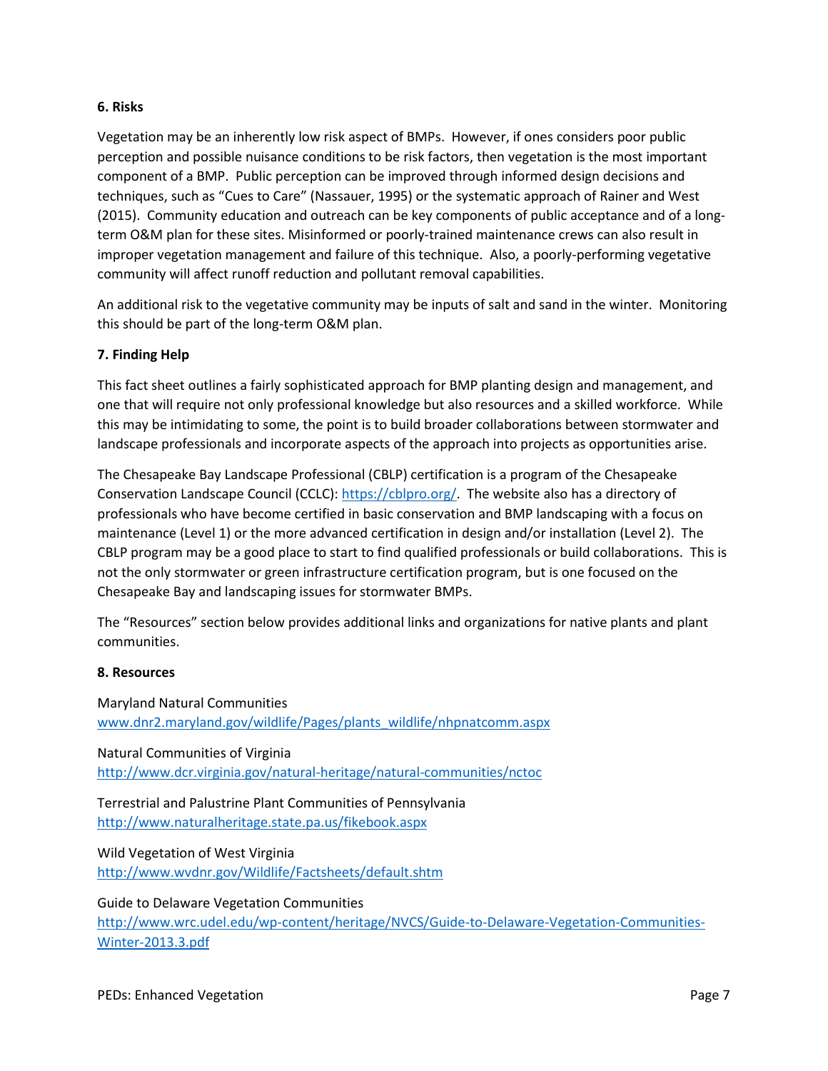**6. Risks**

Vegetation may be an inherently low risk aspect of BMPs. However, if ones considers poor public perception and possible nuisance conditions to be risk factors, then vegetation is the most important component of a BMP. Public perception can be improved through informed design decisions and techniques, such as "Cues to Care" (Nassauer, 1995) or the systematic approach of Rainer and West (2015). Community education and outreach can be key components of public acceptance and of a long-term O&M plan for these sites. Misinformed or poorly-trained maintenance crews can also result in improper vegetation management and failure of this technique. Also, a poorly-performing vegetative community will affect runoff reduction and pollutant removal capabilities.

An additional risk to the vegetative community may be inputs of salt and sand in the winter. Monitoring this should be part of the long-term O&M plan.

**7. Finding Help**

This fact sheet outlines a fairly sophisticated approach for BMP planting design and management, and one that will require not only professional knowledge but also resources and a skilled workforce. While this may be intimidating to some, the point is to build broader collaborations between stormwater and landscape professionals and incorporate aspects of the approach into projects as opportunities arise.

The Chesapeake Bay Landscape Professional (CBLP) certification is a program of the Chesapeake Conservation Landscape Council (CCLC): [https://cblpro.org/](https://cblpro.org/). The website also has a directory of professionals who have become certified in basic conservation and BMP landscaping with a focus on maintenance (Level 1) or the more advanced certification in design and/or installation (Level 2). The CBLP program may be a good place to start to find qualified professionals or build collaborations. This is not the only stormwater or green infrastructure certification program, but is one focused on the Chesapeake Bay and landscaping issues for stormwater BMPs.

The "Resources" section below provides additional links and organizations for native plants and plant communities.

**8. Resources**

Maryland Natural Communities
[www.dnr2.maryland.gov/wildlife/Pages/plants_wildlife/nhpnatcomm.aspx](www.dnr2.maryland.gov/wildlife/Pages/plants_wildlife/nhpnatcomm.aspx)

Natural Communities of Virginia
[http://www.dcr.virginia.gov/natural-heritage/natural-communities/nctoc](http://www.dcr.virginia.gov/natural-heritage/natural-communities/nctoc)

Terrestrial and Palustrine Plant Communities of Pennsylvania
[http://www.naturalheritage.state.pa.us/fikebook.aspx](http://www.naturalheritage.state.pa.us/fikebook.aspx)

Wild Vegetation of West Virginia
[http://www.wvdnr.gov/Wildlife/Factsheets/default.shtm](http://www.wvdnr.gov/Wildlife/Factsheets/default.shtm)

Guide to Delaware Vegetation Communities
[http://www.wrc.udel.edu/wp-content/heritage/NVCS/Guide-to-Delaware-Vegetation-Communities-Winter-2013.3.pdf](http://www.wrc.udel.edu/wp-content/heritage/NVCS/Guide-to-Delaware-Vegetation-Communities-Winter-2013.3.pdf)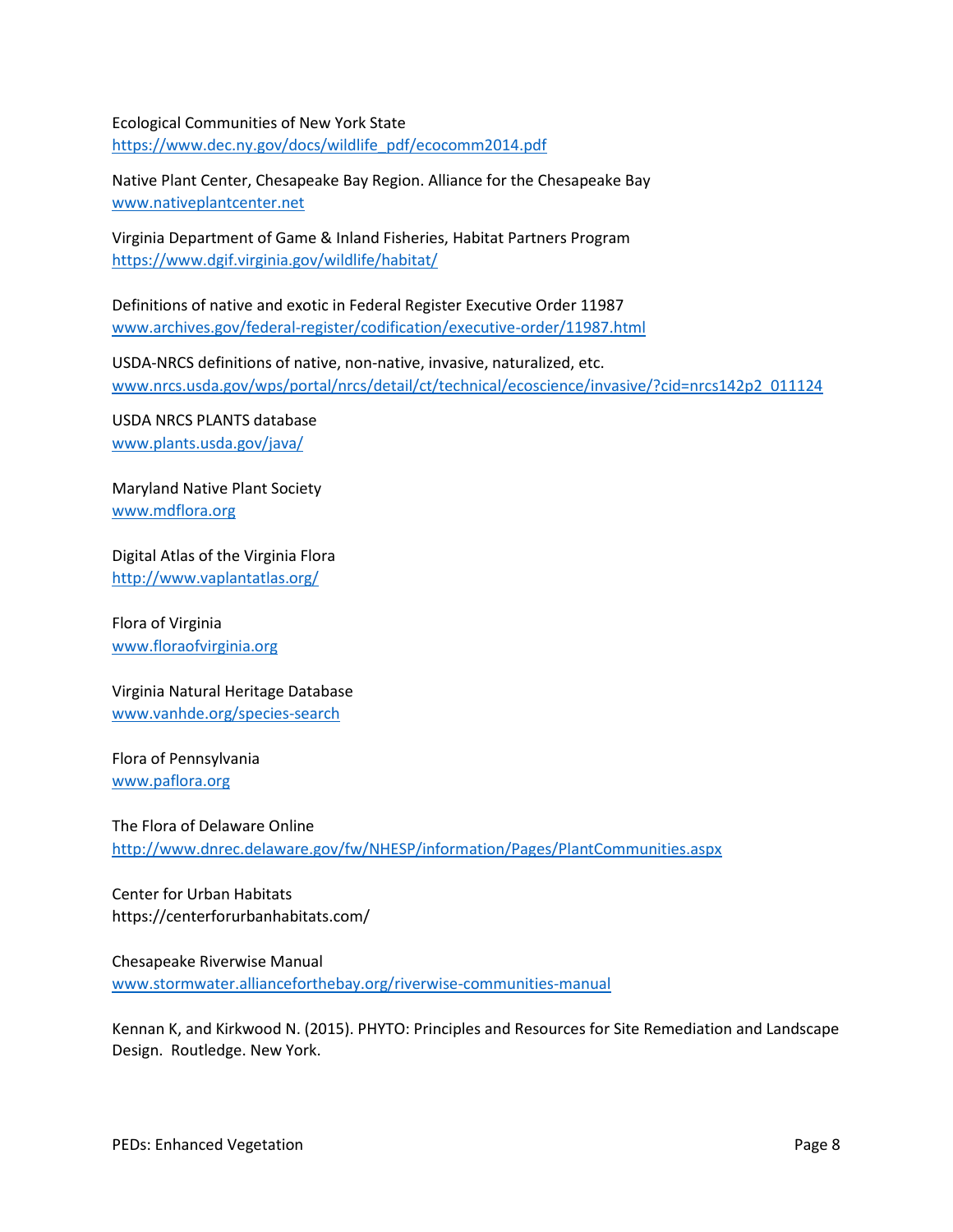Ecological Communities of New York State
[https://www.dec.ny.gov/docs/wildlife_pdf/ecocomm2014.pdf](https://www.dec.ny.gov/docs/wildlife_pdf/ecocomm2014.pdf)

Native Plant Center, Chesapeake Bay Region. Alliance for the Chesapeake Bay
[www.nativeplantcenter.net](www.nativeplantcenter.net)

Virginia Department of Game & Inland Fisheries, Habitat Partners Program
[https://www.dgif.virginia.gov/wildlife/habitat/](https://www.dgif.virginia.gov/wildlife/habitat/)

Definitions of native and exotic in Federal Register Executive Order 11987
[www.archives.gov/federal-register/codification/executive-order/11987.html](www.archives.gov/federal-register/codification/executive-order/11987.html)

USDA-NRCS definitions of native, non-native, invasive, naturalized, etc.
[www.nrcs.usda.gov/wps/portal/nrcs/detail/ct/technical/ecoscience/invasive/?cid=nrcs142p2_011124](www.nrcs.usda.gov/wps/portal/nrcs/detail/ct/technical/ecoscience/invasive/?cid=nrcs142p2_011124)

USDA NRCS PLANTS database
[www.plants.usda.gov/java/](www.plants.usda.gov/java/)

Maryland Native Plant Society
[www.mdflora.org](www.mdflora.org)

Digital Atlas of the Virginia Flora
[http://www.vaplantatlas.org/](http://www.vaplantatlas.org/)

Flora of Virginia
[www.floraofvirginia.org](www.floraofvirginia.org)

Virginia Natural Heritage Database
[www.vanhde.org/species-search](www.vanhde.org/species-search)

Flora of Pennsylvania
[www.paflora.org](www.paflora.org)

The Flora of Delaware Online
[http://www.dnrec.delaware.gov/fw/NHESP/information/Pages/PlantCommunities.aspx](http://www.dnrec.delaware.gov/fw/NHESP/information/Pages/PlantCommunities.aspx)

Center for Urban Habitats
https://centerforurbanhabitats.com/

Chesapeake Riverwise Manual
[www.stormwater.allianceforthebay.org/riverwise-communities-manual](www.stormwater.allianceforthebay.org/riverwise-communities-manual)

Kennan K, and Kirkwood N. (2015). PHYTO: Principles and Resources for Site Remediation and Landscape Design. Routledge. New York.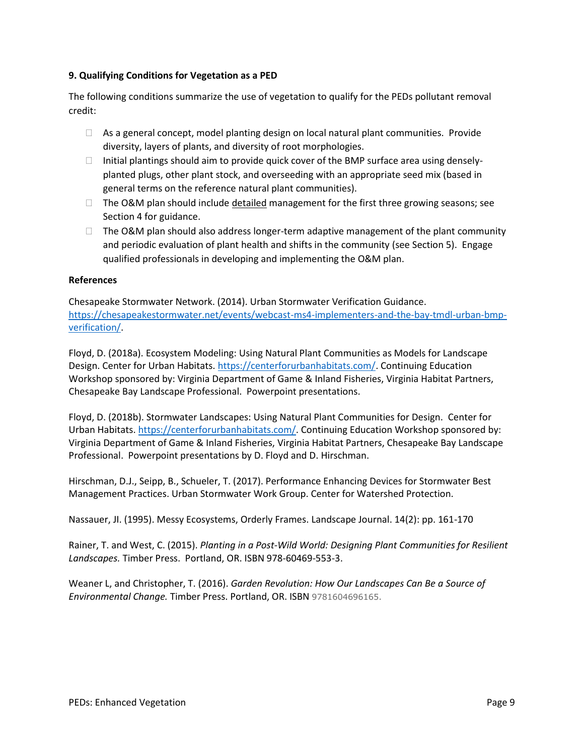### 9. Qualifying Conditions for Vegetation as a PED

The following conditions summarize the use of vegetation to qualify for the PEDs pollutant removal credit:

- As a general concept, model planting design on local natural plant communities. Provide diversity, layers of plants, and diversity of root morphologies.
- Initial plantings should aim to provide quick cover of the BMP surface area using densely-planted plugs, other plant stock, and overseeding with an appropriate seed mix (based in general terms on the reference natural plant communities).
- The O&M plan should include detailed management for the first three growing seasons; see Section 4 for guidance.
- The O&M plan should also address longer-term adaptive management of the plant community and periodic evaluation of plant health and shifts in the community (see Section 5). Engage qualified professionals in developing and implementing the O&M plan.

### References

Chesapeake Stormwater Network. (2014). Urban Stormwater Verification Guidance. https://chesapeakestormwater.net/events/webcast-ms4-implementers-and-the-bay-tmdl-urban-bmp-verification/.

Floyd, D. (2018a). Ecosystem Modeling: Using Natural Plant Communities as Models for Landscape Design. Center for Urban Habitats. https://centerforurbanhabitats.com/. Continuing Education Workshop sponsored by: Virginia Department of Game & Inland Fisheries, Virginia Habitat Partners, Chesapeake Bay Landscape Professional. Powerpoint presentations.

Floyd, D. (2018b). Stormwater Landscapes: Using Natural Plant Communities for Design. Center for Urban Habitats. https://centerforurbanhabitats.com/. Continuing Education Workshop sponsored by: Virginia Department of Game & Inland Fisheries, Virginia Habitat Partners, Chesapeake Bay Landscape Professional. Powerpoint presentations by D. Floyd and D. Hirschman.

Hirschman, D.J., Seipp, B., Schueler, T. (2017). Performance Enhancing Devices for Stormwater Best Management Practices. Urban Stormwater Work Group. Center for Watershed Protection.

Nassauer, JI. (1995). Messy Ecosystems, Orderly Frames. Landscape Journal. 14(2): pp. 161-170

Rainer, T. and West, C. (2015). *Planting in a Post-Wild World: Designing Plant Communities for Resilient Landscapes.* Timber Press. Portland, OR. ISBN 978-60469-553-3.

Weaner L, and Christopher, T. (2016). *Garden Revolution: How Our Landscapes Can Be a Source of Environmental Change.* Timber Press. Portland, OR. ISBN 9781604696165.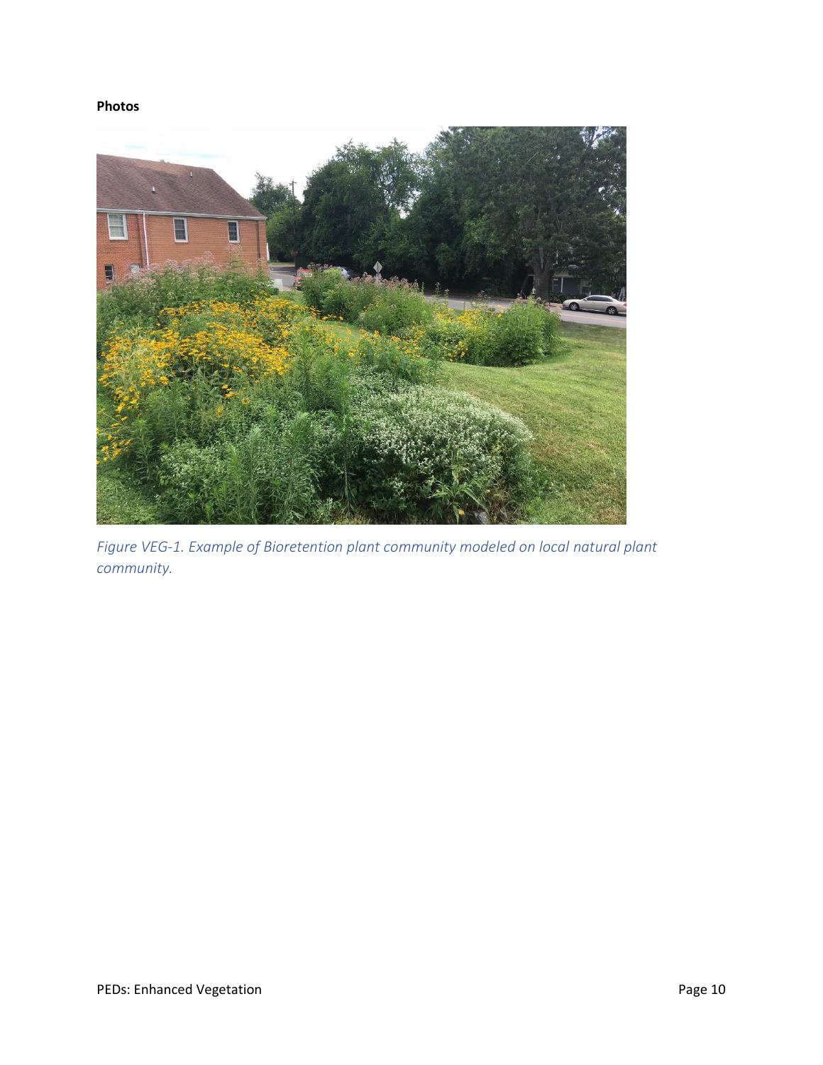**Photos**

*Figure VEG-1. Example of Bioretention plant community modeled on local natural plant community.*